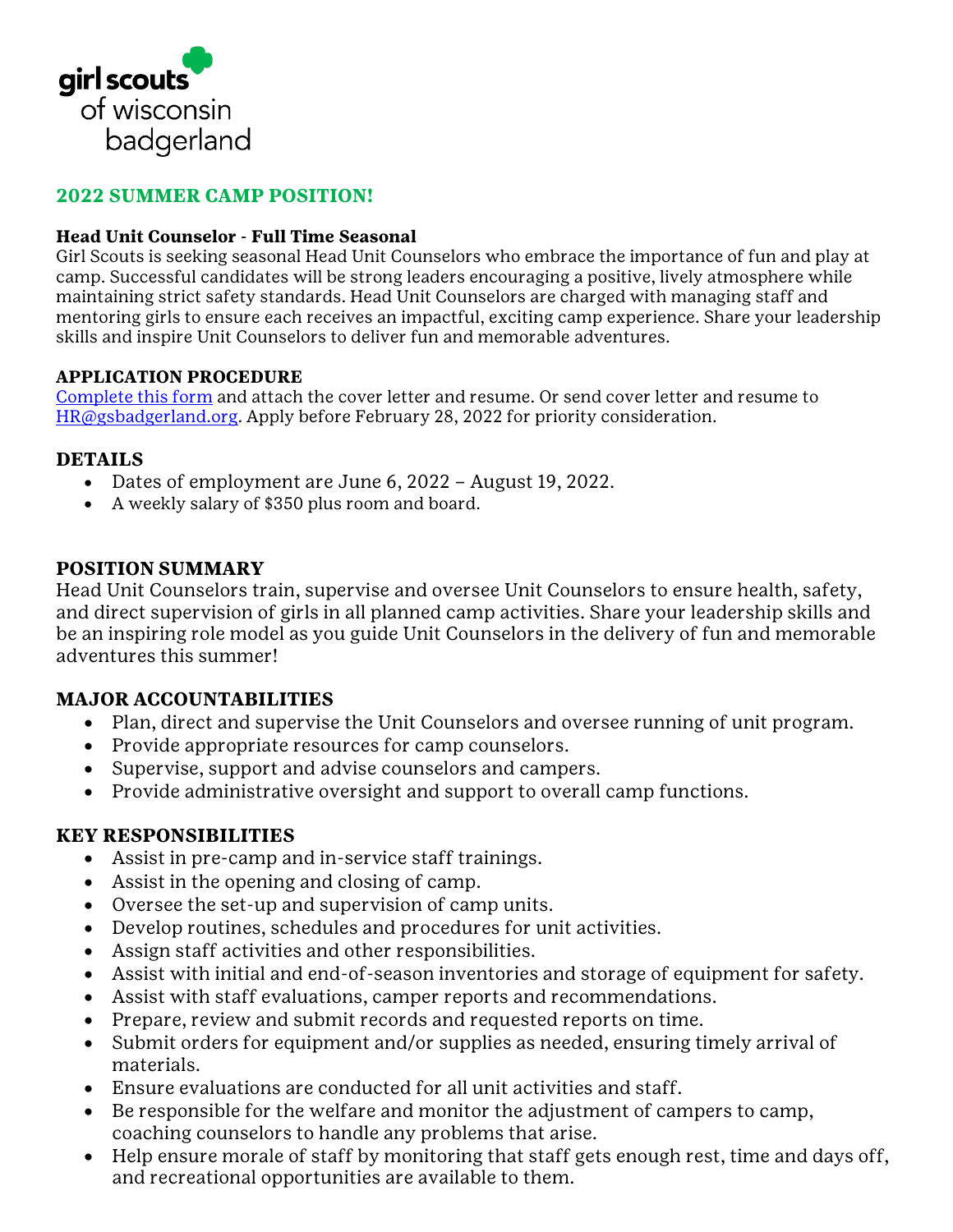girl scouts
of wisconsin
badgerland

## 2022 SUMMER CAMP POSITION!

**Head Unit Counselor - Full Time Seasonal**

Girl Scouts is seeking seasonal Head Unit Counselors who embrace the importance of fun and play at camp. Successful candidates will be strong leaders encouraging a positive, lively atmosphere while maintaining strict safety standards. Head Unit Counselors are charged with managing staff and mentoring girls to ensure each receives an impactful, exciting camp experience. Share your leadership skills and inspire Unit Counselors to deliver fun and memorable adventures.

**APPLICATION PROCEDURE**

Complete this form and attach the cover letter and resume. Or send cover letter and resume to HR@gsbadgerland.org. Apply before February 28, 2022 for priority consideration.

### DETAILS

- Dates of employment are June 6, 2022 – August 19, 2022.
- A weekly salary of $350 plus room and board.

### POSITION SUMMARY

Head Unit Counselors train, supervise and oversee Unit Counselors to ensure health, safety, and direct supervision of girls in all planned camp activities. Share your leadership skills and be an inspiring role model as you guide Unit Counselors in the delivery of fun and memorable adventures this summer!

### MAJOR ACCOUNTABILITIES

- Plan, direct and supervise the Unit Counselors and oversee running of unit program.
- Provide appropriate resources for camp counselors.
- Supervise, support and advise counselors and campers.
- Provide administrative oversight and support to overall camp functions.

### KEY RESPONSIBILITIES

- Assist in pre-camp and in-service staff trainings.
- Assist in the opening and closing of camp.
- Oversee the set-up and supervision of camp units.
- Develop routines, schedules and procedures for unit activities.
- Assign staff activities and other responsibilities.
- Assist with initial and end-of-season inventories and storage of equipment for safety.
- Assist with staff evaluations, camper reports and recommendations.
- Prepare, review and submit records and requested reports on time.
- Submit orders for equipment and/or supplies as needed, ensuring timely arrival of materials.
- Ensure evaluations are conducted for all unit activities and staff.
- Be responsible for the welfare and monitor the adjustment of campers to camp, coaching counselors to handle any problems that arise.
- Help ensure morale of staff by monitoring that staff gets enough rest, time and days off, and recreational opportunities are available to them.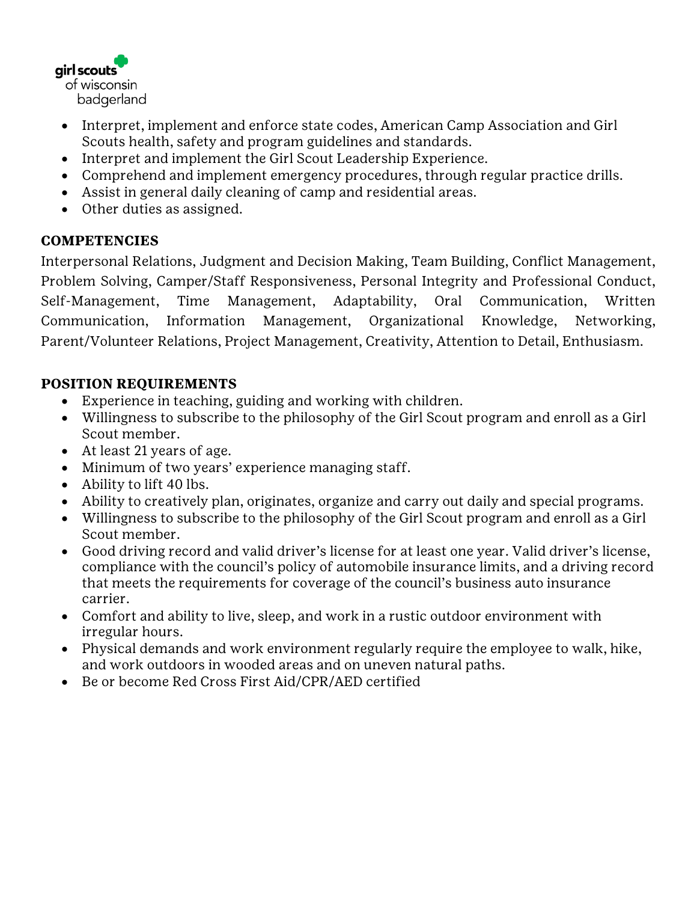- Interpret, implement and enforce state codes, American Camp Association and Girl Scouts health, safety and program guidelines and standards.
- Interpret and implement the Girl Scout Leadership Experience.
- Comprehend and implement emergency procedures, through regular practice drills.
- Assist in general daily cleaning of camp and residential areas.
- Other duties as assigned.

**COMPETENCIES**

Interpersonal Relations, Judgment and Decision Making, Team Building, Conflict Management, Problem Solving, Camper/Staff Responsiveness, Personal Integrity and Professional Conduct, Self-Management, Time Management, Adaptability, Oral Communication, Written Communication, Information Management, Organizational Knowledge, Networking, Parent/Volunteer Relations, Project Management, Creativity, Attention to Detail, Enthusiasm.

**POSITION REQUIREMENTS**

- Experience in teaching, guiding and working with children.
- Willingness to subscribe to the philosophy of the Girl Scout program and enroll as a Girl Scout member.
- At least 21 years of age.
- Minimum of two years' experience managing staff.
- Ability to lift 40 lbs.
- Ability to creatively plan, originates, organize and carry out daily and special programs.
- Willingness to subscribe to the philosophy of the Girl Scout program and enroll as a Girl Scout member.
- Good driving record and valid driver's license for at least one year. Valid driver's license, compliance with the council's policy of automobile insurance limits, and a driving record that meets the requirements for coverage of the council's business auto insurance carrier.
- Comfort and ability to live, sleep, and work in a rustic outdoor environment with irregular hours.
- Physical demands and work environment regularly require the employee to walk, hike, and work outdoors in wooded areas and on uneven natural paths.
- Be or become Red Cross First Aid/CPR/AED certified